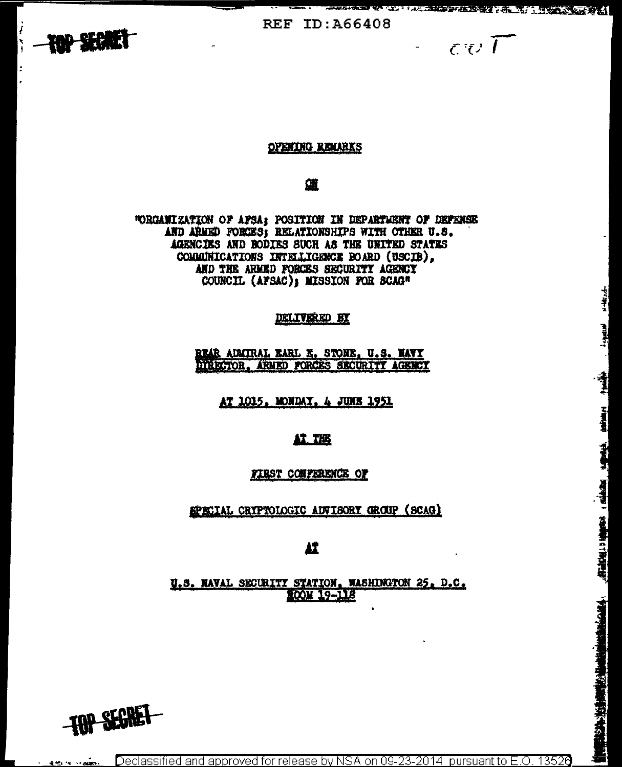REF ID:A66408

TOP SECRET

COT

OPENING REMARKS

ON

"ORGANIZATION OF AFSA; POSITION IN DEPARTMENT OF DEFENSE AND ARMED FORCES; RELATIONSHIPS WITH OTHER U.S. AGENCIES AND BODIES SUCH AS THE UNITED STATES COMMUNICATIONS INTELLIGENCE BOARD (USCIB), AND THE ARMED FORCES SECURITY AGENCY COUNCIL (AFSAC); MISSION FOR SCAG"

DELIVERED BY

REAR ADMIRAL EARL E. STONE, U.S. NAVY
DIRECTOR, ARMED FORCES SECURITY AGENCY

AT 1015, MONDAY, 4 JUNE 1951

AT THE

FIRST CONFERENCE OF

SPECIAL CRYPTOLOGIC ADVISORY GROUP (SCAG)

AT

U.S. NAVAL SECURITY STATION, WASHINGTON 25, D.C.
ROOM 19-118

TOP SECRET

Declassified and approved for release by NSA on 09-23-2014 pursuant to E.O. 13526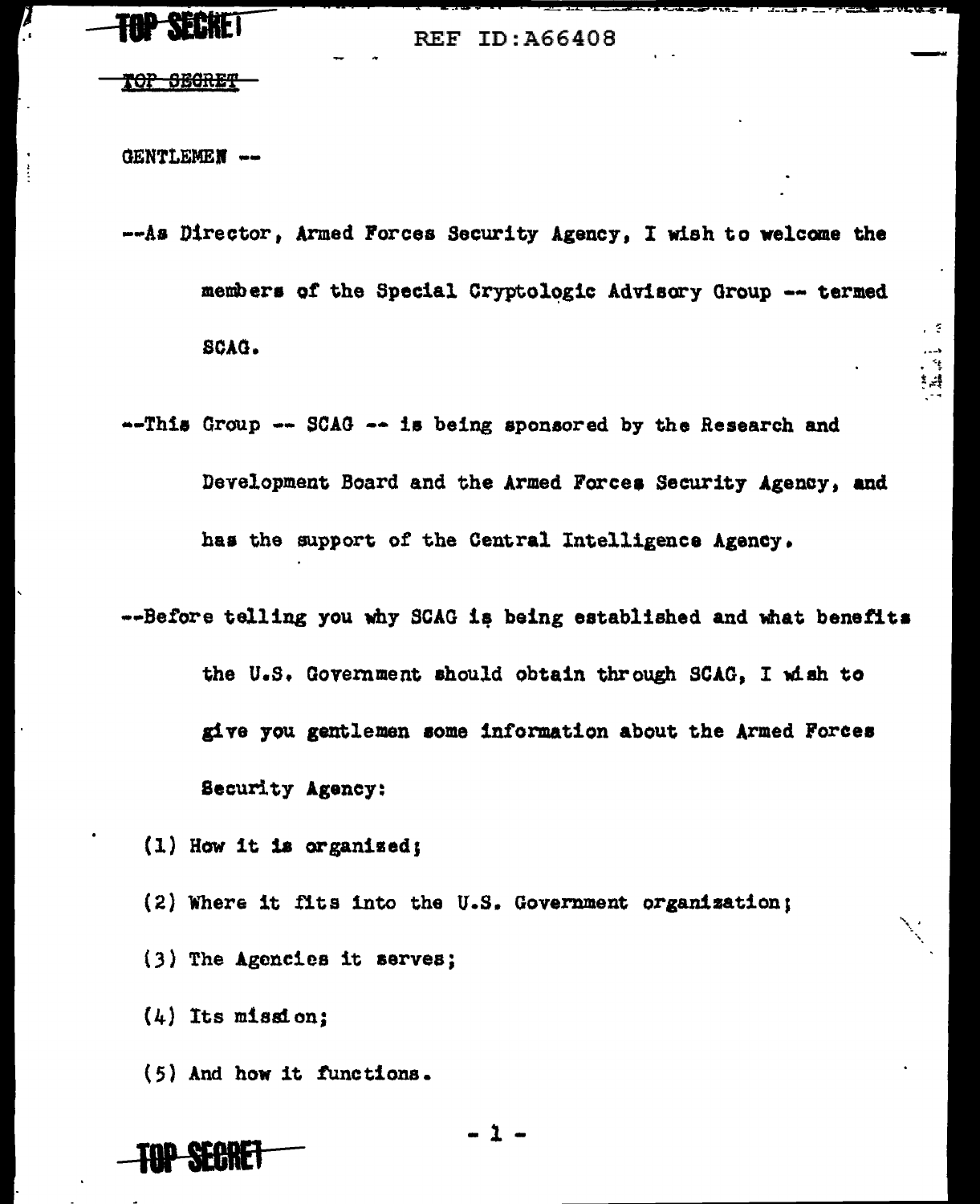GENTLEMEN --

--As Director, Armed Forces Security Agency, I wish to welcome the members of the Special Cryptologic Advisory Group -- termed SCAG.

--This Group -- SCAG -- is being sponsored by the Research and Development Board and the Armed Forces Security Agency, and has the support of the Central Intelligence Agency.

--Before telling you why SCAG is being established and what benefits the U.S. Government should obtain through SCAG, I wish to give you gentlemen some information about the Armed Forces Security Agency:

(1) How it is organized;

(2) Where it fits into the U.S. Government organization;

(3) The Agencies it serves;

(4) Its mission;

(5) And how it functions.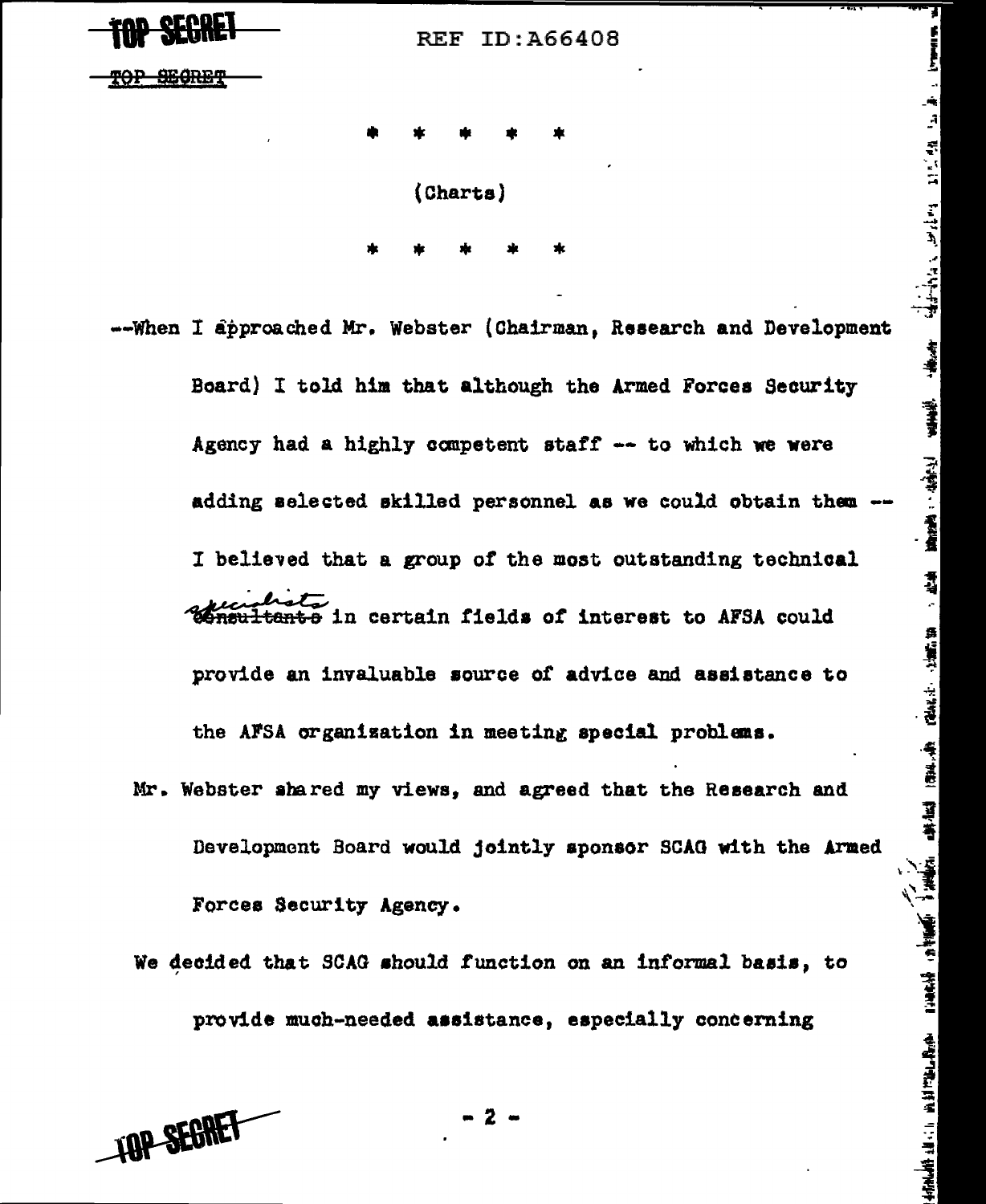\* \* \* \* \*

(Charts)

\* \* \* \* \*

--When I approached Mr. Webster (Chairman, Research and Development Board) I told him that although the Armed Forces Security Agency had a highly competent staff -- to which we were adding selected skilled personnel as we could obtain them -- I believed that a group of the most outstanding technical ~~consultants~~ specialists in certain fields of interest to AFSA could provide an invaluable source of advice and assistance to the AFSA organization in meeting special problems.

Mr. Webster shared my views, and agreed that the Research and Development Board would jointly sponsor SCAG with the Armed Forces Security Agency.

We decided that SCAG should function on an informal basis, to provide much-needed assistance, especially concerning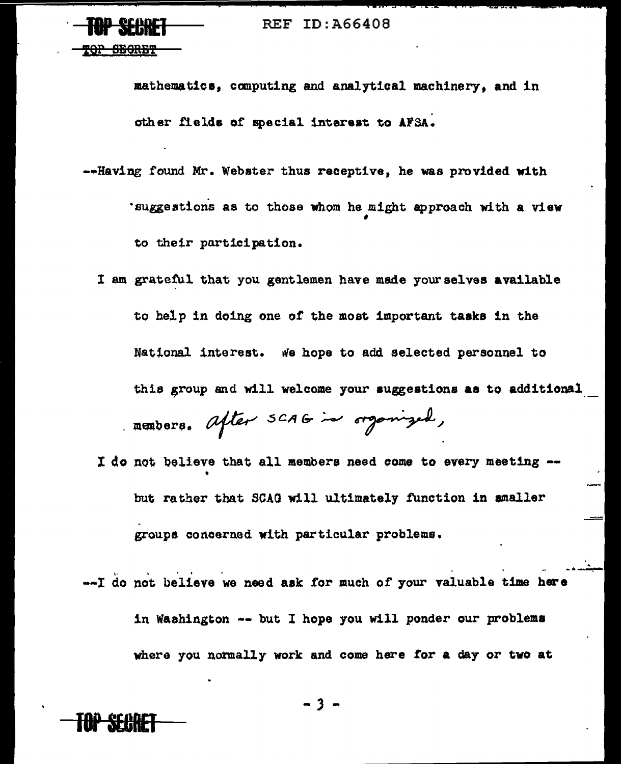mathematics, computing and analytical machinery, and in other fields of special interest to AFSA.

--Having found Mr. Webster thus receptive, he was provided with suggestions as to those whom he might approach with a view to their participation.

I am grateful that you gentlemen have made yourselves available to help in doing one of the most important tasks in the National interest. We hope to add selected personnel to this group and will welcome your suggestions as to additional members. *after SCAG is organized,*

I do not believe that all members need come to every meeting -- but rather that SCAG will ultimately function in smaller groups concerned with particular problems.

--I do not believe we need ask for much of your valuable time here in Washington -- but I hope you will ponder our problems where you normally work and come here for a day or two at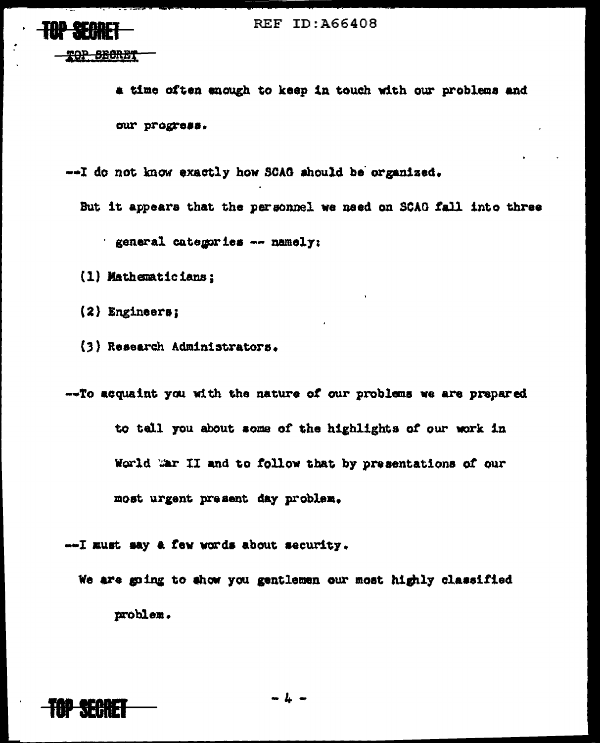a time often enough to keep in touch with our problems and our progress.

--I do not know exactly how SCAG should be organized.

But it appears that the personnel we need on SCAG fall into three general categories -- namely:

(1) Mathematicians;

(2) Engineers;

(3) Research Administrators.

--To acquaint you with the nature of our problems we are prepared to tell you about some of the highlights of our work in World War II and to follow that by presentations of our most urgent present day problem.

--I must say a few words about security.

We are going to show you gentlemen our most highly classified problem.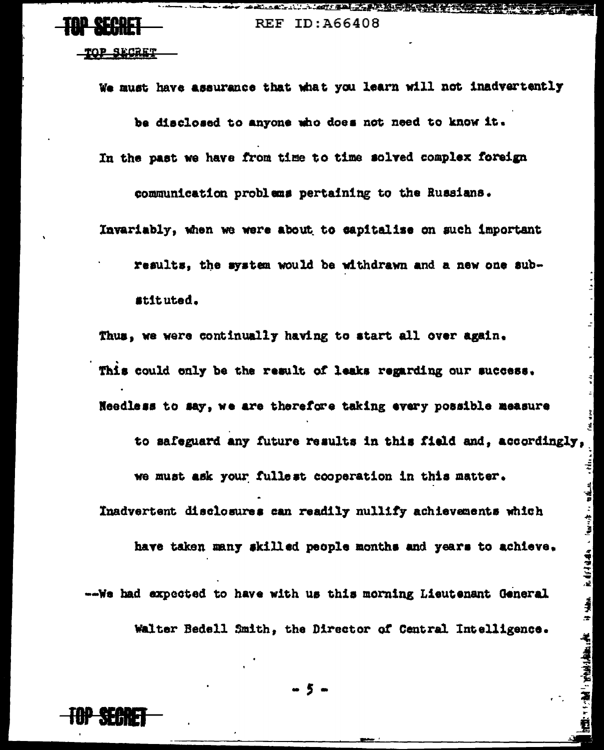We must have assurance that what you learn will not inadvertently be disclosed to anyone who does not need to know it.

In the past we have from time to time solved complex foreign communication problems pertaining to the Russians.

Invariably, when we were about to capitalize on such important results, the system would be withdrawn and a new one substituted.

Thus, we were continually having to start all over again.

This could only be the result of leaks regarding our success.

Needless to say, we are therefore taking every possible measure to safeguard any future results in this field and, accordingly, we must ask your fullest cooperation in this matter.

Inadvertent disclosures can readily nullify achievements which have taken many skilled people months and years to achieve.

--We had expected to have with us this morning Lieutenant General Walter Bedell Smith, the Director of Central Intelligence.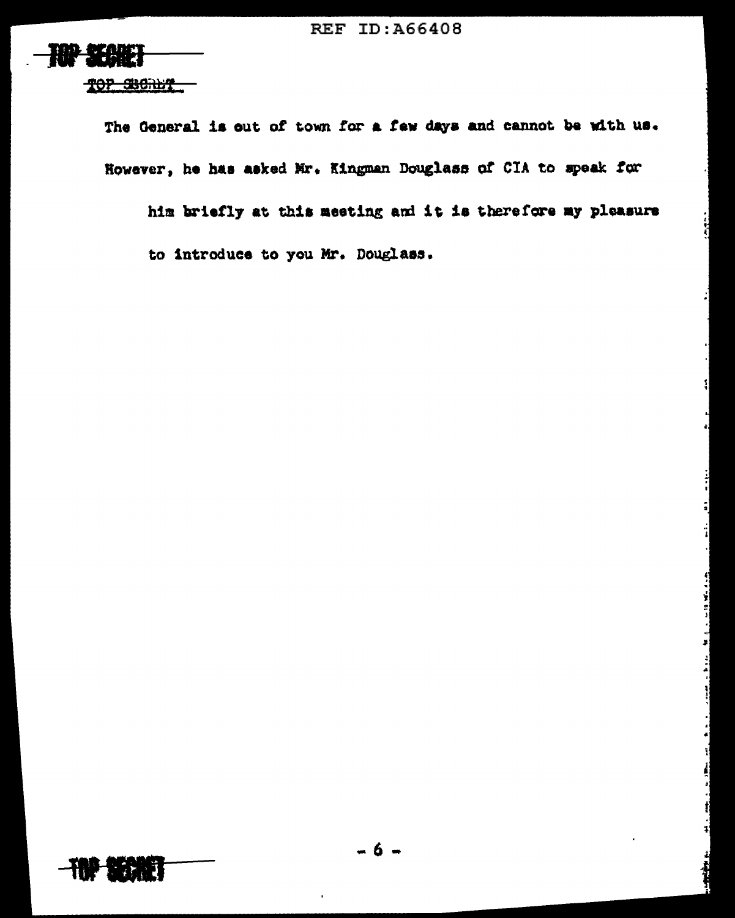The General is out of town for a few days and cannot be with us. However, he has asked Mr. Kingman Douglass of CIA to speak for him briefly at this meeting and it is therefore my pleasure to introduce to you Mr. Douglass.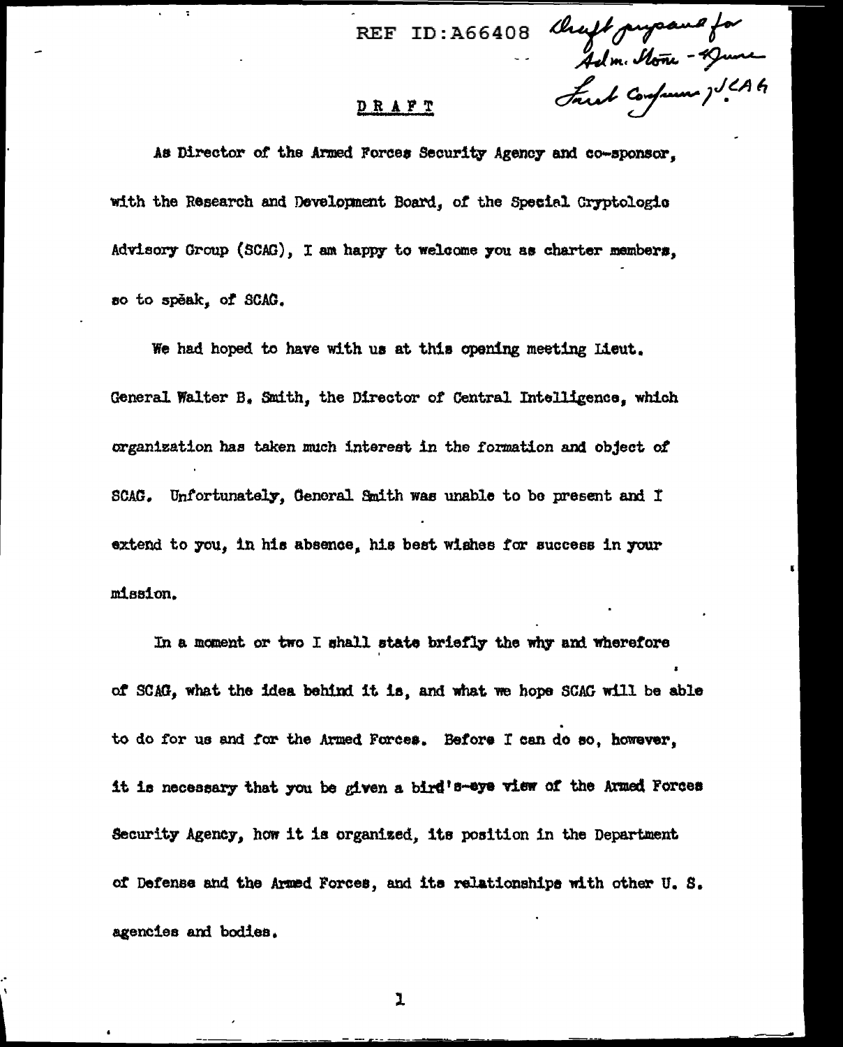REF ID:A66408 *Draft prepared for Adm. Stone - 4 June First Conference of SCAG*

DRAFT

As Director of the Armed Forces Security Agency and co-sponsor, with the Research and Development Board, of the Special Cryptologic Advisory Group (SCAG), I am happy to welcome you as charter members, so to spĕak, of SCAG.

We had hoped to have with us at this opening meeting Lieut. General Walter B. Smith, the Director of Central Intelligence, which organization has taken much interest in the formation and object of SCAG. Unfortunately, General Smith was unable to be present and I extend to you, in his absence, his best wishes for success in your mission.

In a moment or two I shall state briefly the why and wherefore of SCAG, what the idea behind it is, and what we hope SCAG will be able to do for us and for the Armed Forces. Before I can do so, however, it is necessary that you be given a bird's-eye view of the Armed Forces Security Agency, how it is organized, its position in the Department of Defense and the Armed Forces, and its relationships with other U. S. agencies and bodies.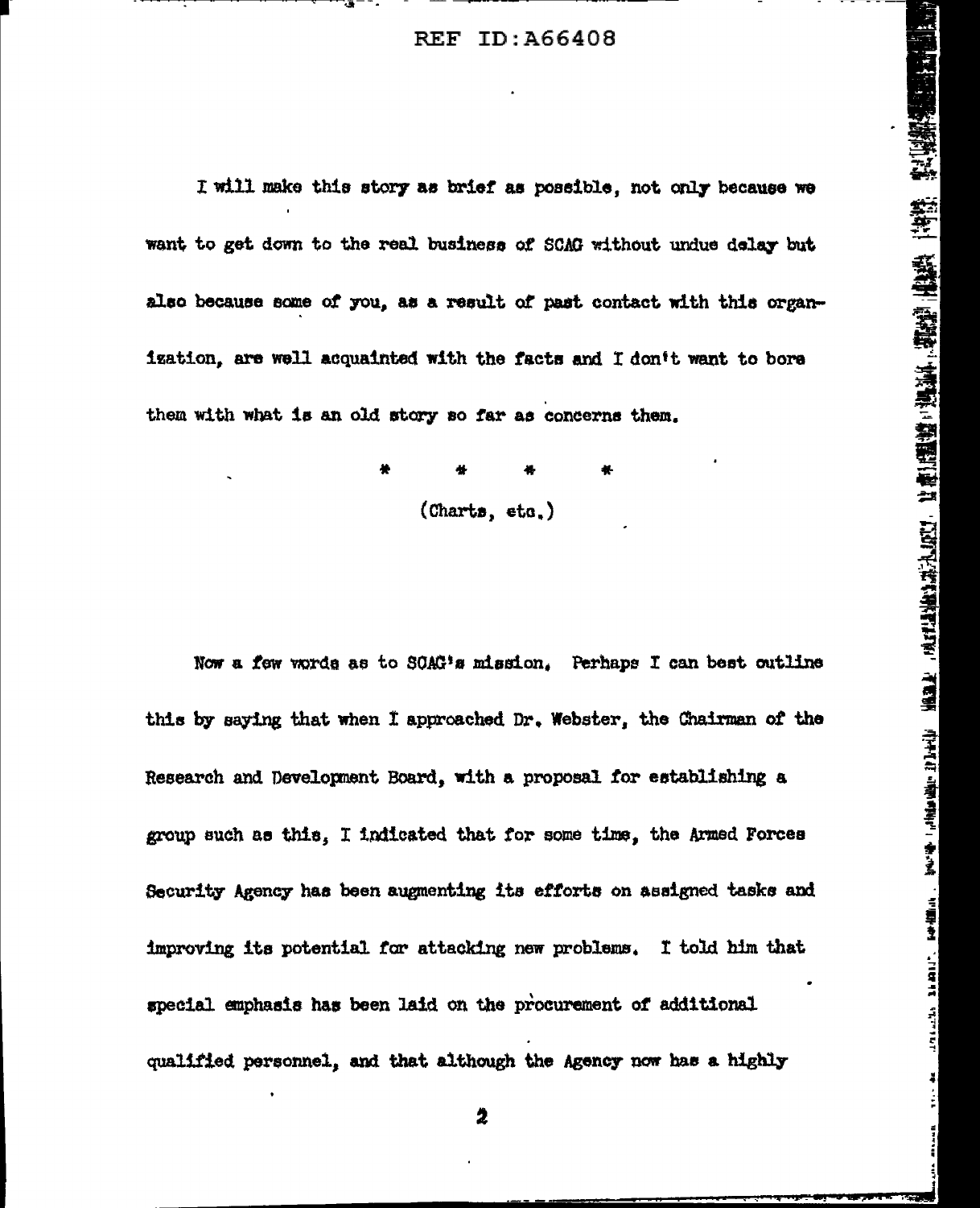I will make this story as brief as possible, not only because we want to get down to the real business of SCAG without undue delay but also because some of you, as a result of past contact with this organization, are well acquainted with the facts and I don't want to bore them with what is an old story so far as concerns them.

\* \* \* \*

(Charts, etc.)

Now a few words as to SCAG's mission. Perhaps I can best outline this by saying that when I approached Dr. Webster, the Chairman of the Research and Development Board, with a proposal for establishing a group such as this, I indicated that for some time, the Armed Forces Security Agency has been augmenting its efforts on assigned tasks and improving its potential for attacking new problems. I told him that special emphasis has been laid on the procurement of additional qualified personnel, and that although the Agency now has a highly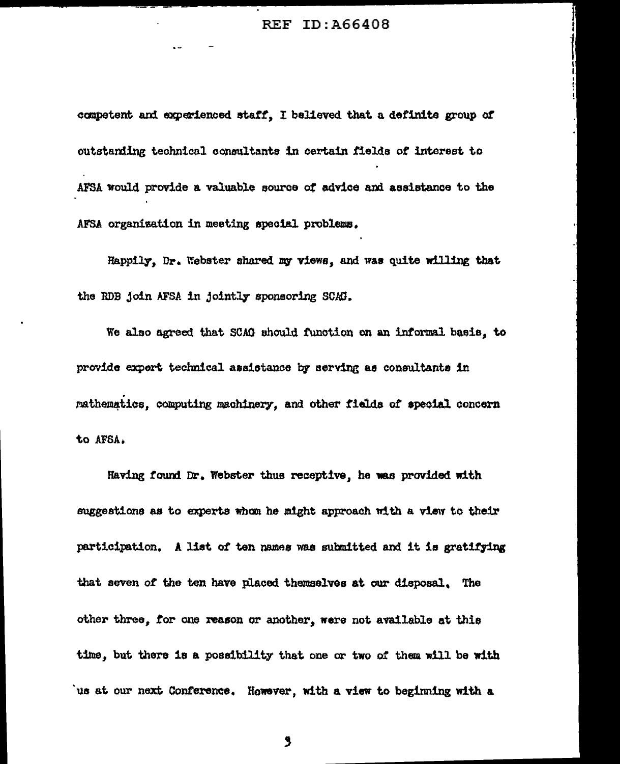competent and experienced staff, I believed that a definite group of outstanding technical consultants in certain fields of interest to AFSA would provide a valuable source of advice and assistance to the AFSA organization in meeting special problems.

Happily, Dr. Webster shared my views, and was quite willing that the RDB join AFSA in jointly sponsoring SCAG.

We also agreed that SCAG should function on an informal basis, to provide expert technical assistance by serving as consultants in mathematics, computing machinery, and other fields of special concern to AFSA.

Having found Dr. Webster thus receptive, he was provided with suggestions as to experts whom he might approach with a view to their participation. A list of ten names was submitted and it is gratifying that seven of the ten have placed themselves at our disposal. The other three, for one reason or another, were not available at this time, but there is a possibility that one or two of them will be with us at our next Conference. However, with a view to beginning with a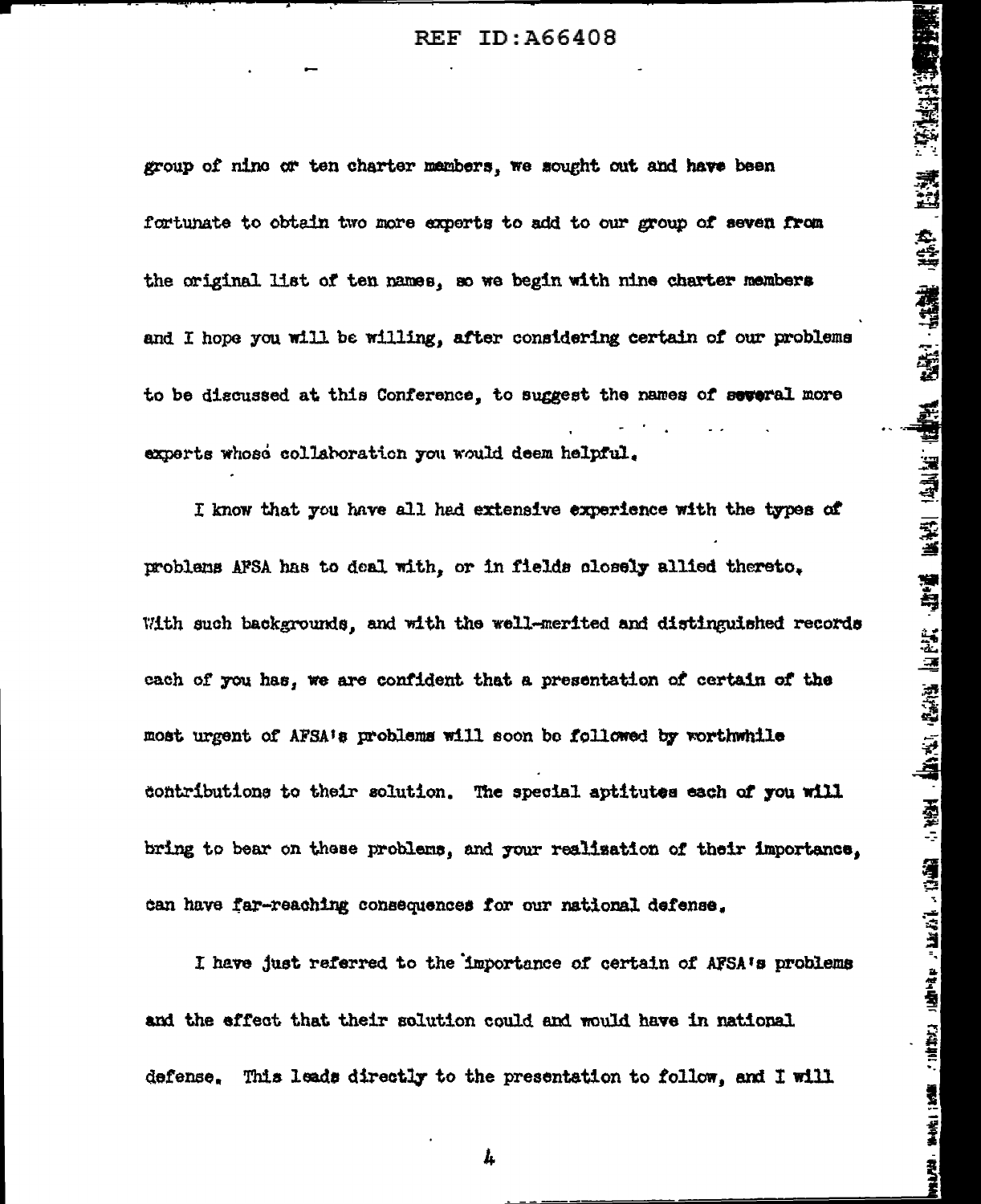group of nine or ten charter members, we sought out and have been fortunate to obtain two more experts to add to our group of seven from the original list of ten names, so we begin with nine charter members and I hope you will be willing, after considering certain of our problems to be discussed at this Conference, to suggest the names of several more experts whose collaboration you would deem helpful.

I know that you have all had extensive experience with the types of problems AFSA has to deal with, or in fields closely allied thereto. With such backgrounds, and with the well-merited and distinguished records each of you has, we are confident that a presentation of certain of the most urgent of AFSA's problems will soon be followed by worthwhile contributions to their solution. The special aptitutes each of you will bring to bear on these problems, and your realization of their importance, can have far-reaching consequences for our national defense.

I have just referred to the importance of certain of AFSA's problems and the effect that their solution could and would have in national defense. This leads directly to the presentation to follow, and I will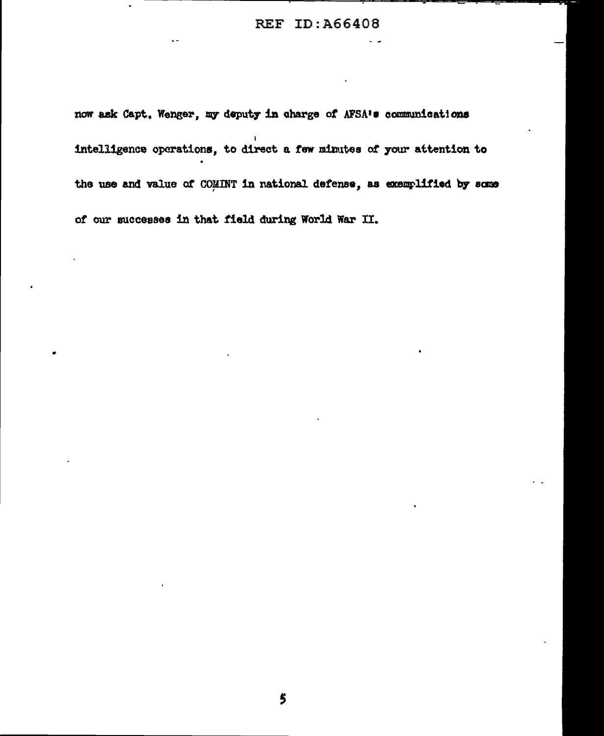now ask Capt. Wenger, my deputy in charge of AFSA's communications intelligence operations, to direct a few minutes of your attention to the use and value of COMINT in national defense, as exemplified by some of our successes in that field during World War II.